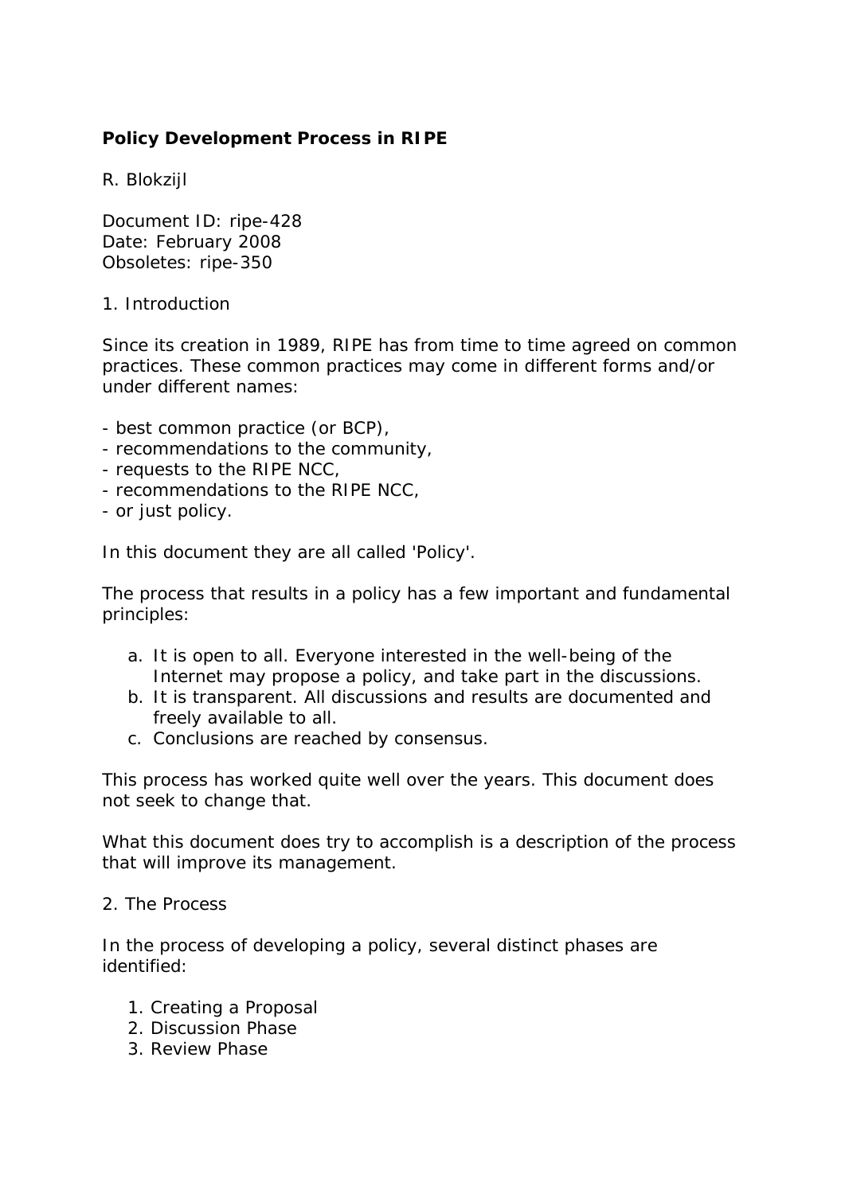# Policy Development Process in RIPE

R. Blokzijl

Document ID: ripe-428
Date: February 2008
Obsoletes: ripe-350

## 1. Introduction

Since its creation in 1989, RIPE has from time to time agreed on common practices. These common practices may come in different forms and/or under different names:

- best common practice (or BCP),
- recommendations to the community,
- requests to the RIPE NCC,
- recommendations to the RIPE NCC,
- or just policy.

In this document they are all called 'Policy'.

The process that results in a policy has a few important and fundamental principles:

a. It is open to all. Everyone interested in the well-being of the Internet may propose a policy, and take part in the discussions.
b. It is transparent. All discussions and results are documented and freely available to all.
c. Conclusions are reached by consensus.

This process has worked quite well over the years. This document does not seek to change that.

What this document does try to accomplish is a description of the process that will improve its management.

## 2. The Process

In the process of developing a policy, several distinct phases are identified:

1. Creating a Proposal
2. Discussion Phase
3. Review Phase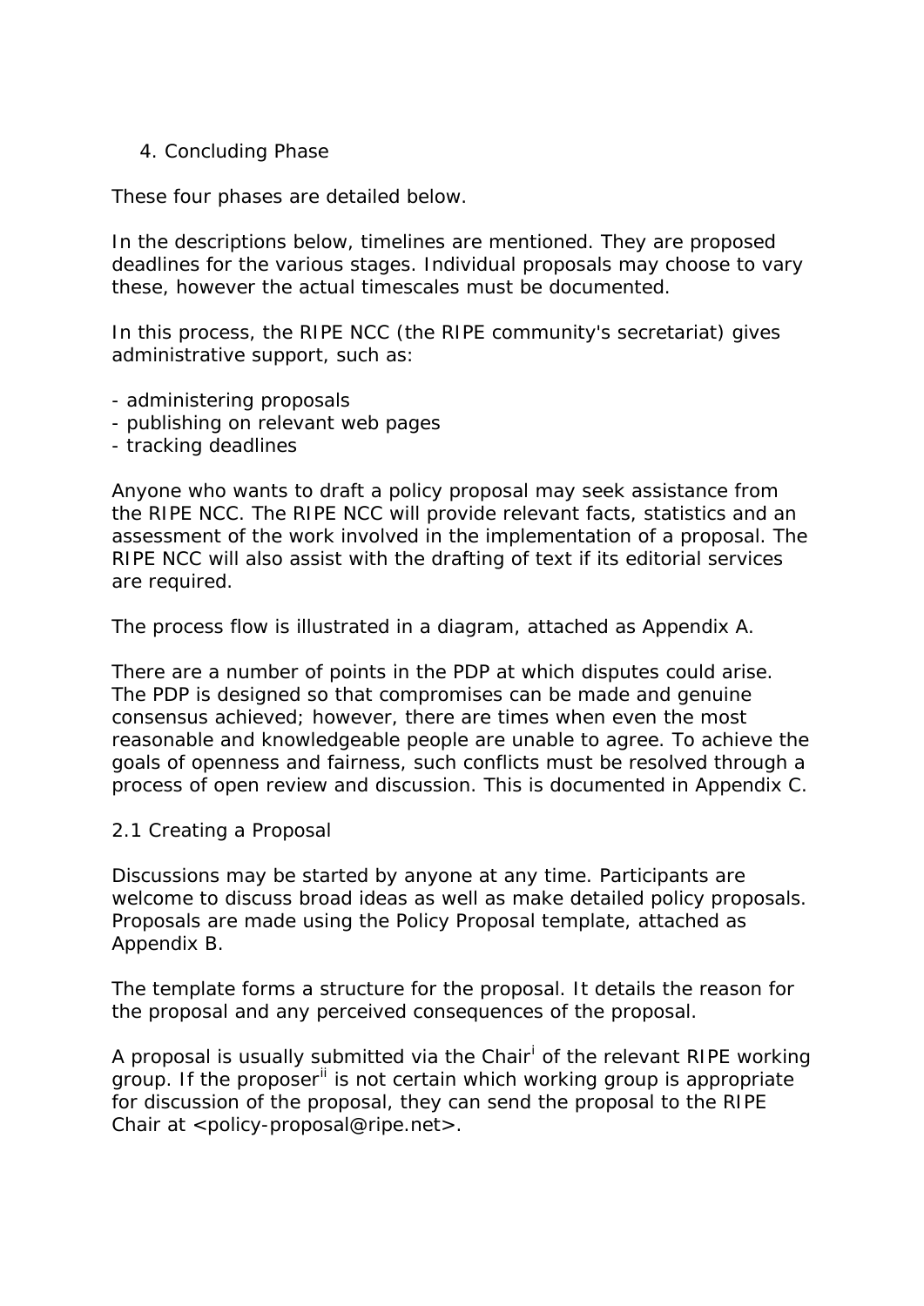4. Concluding Phase

These four phases are detailed below.

In the descriptions below, timelines are mentioned. They are proposed deadlines for the various stages. Individual proposals may choose to vary these, however the actual timescales must be documented.

In this process, the RIPE NCC (the RIPE community's secretariat) gives administrative support, such as:

- administering proposals
- publishing on relevant web pages
- tracking deadlines

Anyone who wants to draft a policy proposal may seek assistance from the RIPE NCC. The RIPE NCC will provide relevant facts, statistics and an assessment of the work involved in the implementation of a proposal. The RIPE NCC will also assist with the drafting of text if its editorial services are required.

The process flow is illustrated in a diagram, attached as Appendix A.

There are a number of points in the PDP at which disputes could arise. The PDP is designed so that compromises can be made and genuine consensus achieved; however, there are times when even the most reasonable and knowledgeable people are unable to agree. To achieve the goals of openness and fairness, such conflicts must be resolved through a process of open review and discussion. This is documented in Appendix C.

## 2.1 Creating a Proposal

Discussions may be started by anyone at any time. Participants are welcome to discuss broad ideas as well as make detailed policy proposals. Proposals are made using the Policy Proposal template, attached as Appendix B.

The template forms a structure for the proposal. It details the reason for the proposal and any perceived consequences of the proposal.

A proposal is usually submitted via the Chair[i] of the relevant RIPE working group. If the proposer[ii] is not certain which working group is appropriate for discussion of the proposal, they can send the proposal to the RIPE Chair at <policy-proposal@ripe.net>.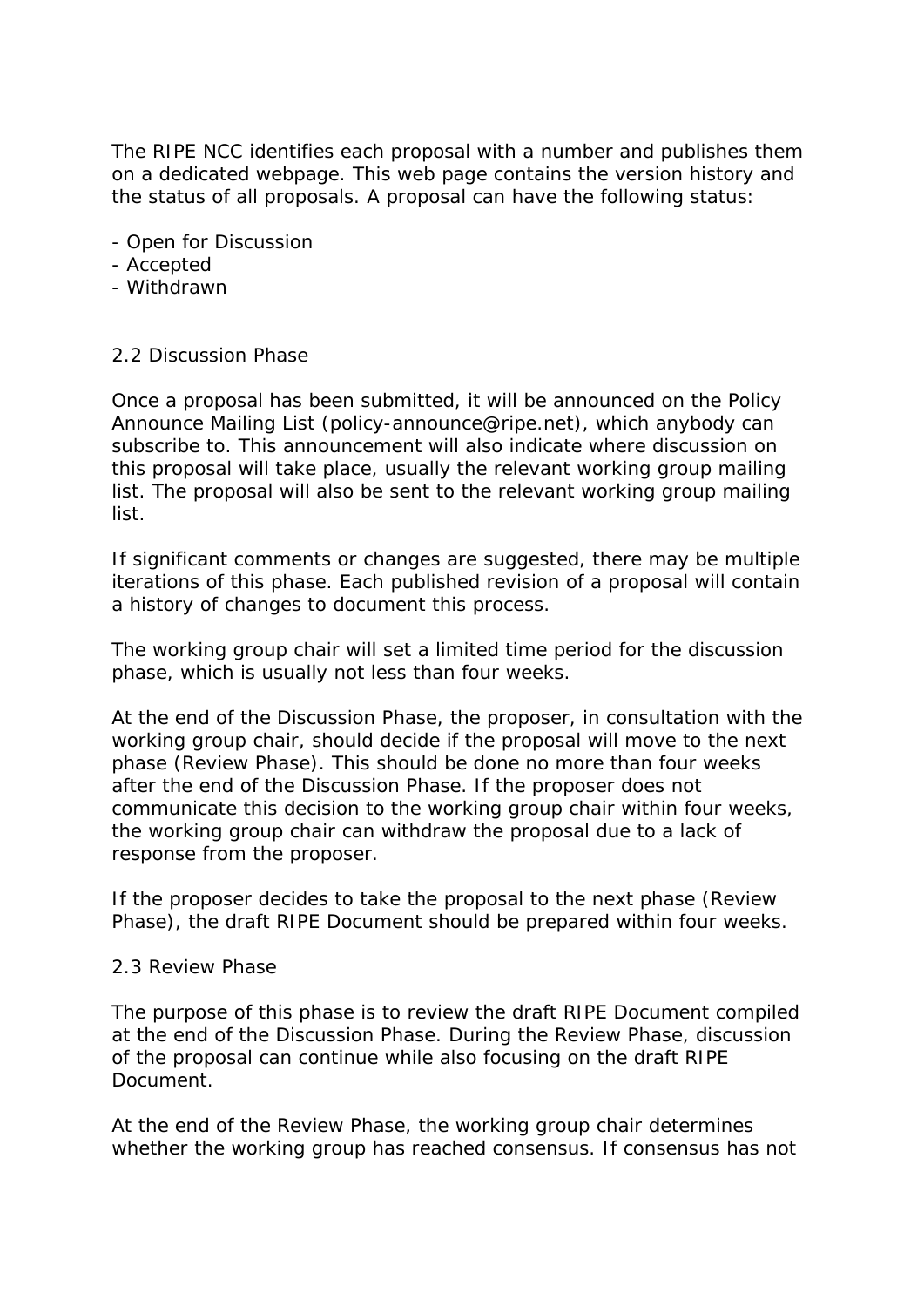The RIPE NCC identifies each proposal with a number and publishes them on a dedicated webpage. This web page contains the version history and the status of all proposals. A proposal can have the following status:

- Open for Discussion
- Accepted
- Withdrawn

## 2.2 Discussion Phase

Once a proposal has been submitted, it will be announced on the Policy Announce Mailing List (policy-announce@ripe.net), which anybody can subscribe to. This announcement will also indicate where discussion on this proposal will take place, usually the relevant working group mailing list. The proposal will also be sent to the relevant working group mailing list.

If significant comments or changes are suggested, there may be multiple iterations of this phase. Each published revision of a proposal will contain a history of changes to document this process.

The working group chair will set a limited time period for the discussion phase, which is usually not less than four weeks.

At the end of the Discussion Phase, the proposer, in consultation with the working group chair, should decide if the proposal will move to the next phase (Review Phase). This should be done no more than four weeks after the end of the Discussion Phase. If the proposer does not communicate this decision to the working group chair within four weeks, the working group chair can withdraw the proposal due to a lack of response from the proposer.

If the proposer decides to take the proposal to the next phase (Review Phase), the draft RIPE Document should be prepared within four weeks.

## 2.3 Review Phase

The purpose of this phase is to review the draft RIPE Document compiled at the end of the Discussion Phase. During the Review Phase, discussion of the proposal can continue while also focusing on the draft RIPE Document.

At the end of the Review Phase, the working group chair determines whether the working group has reached consensus. If consensus has not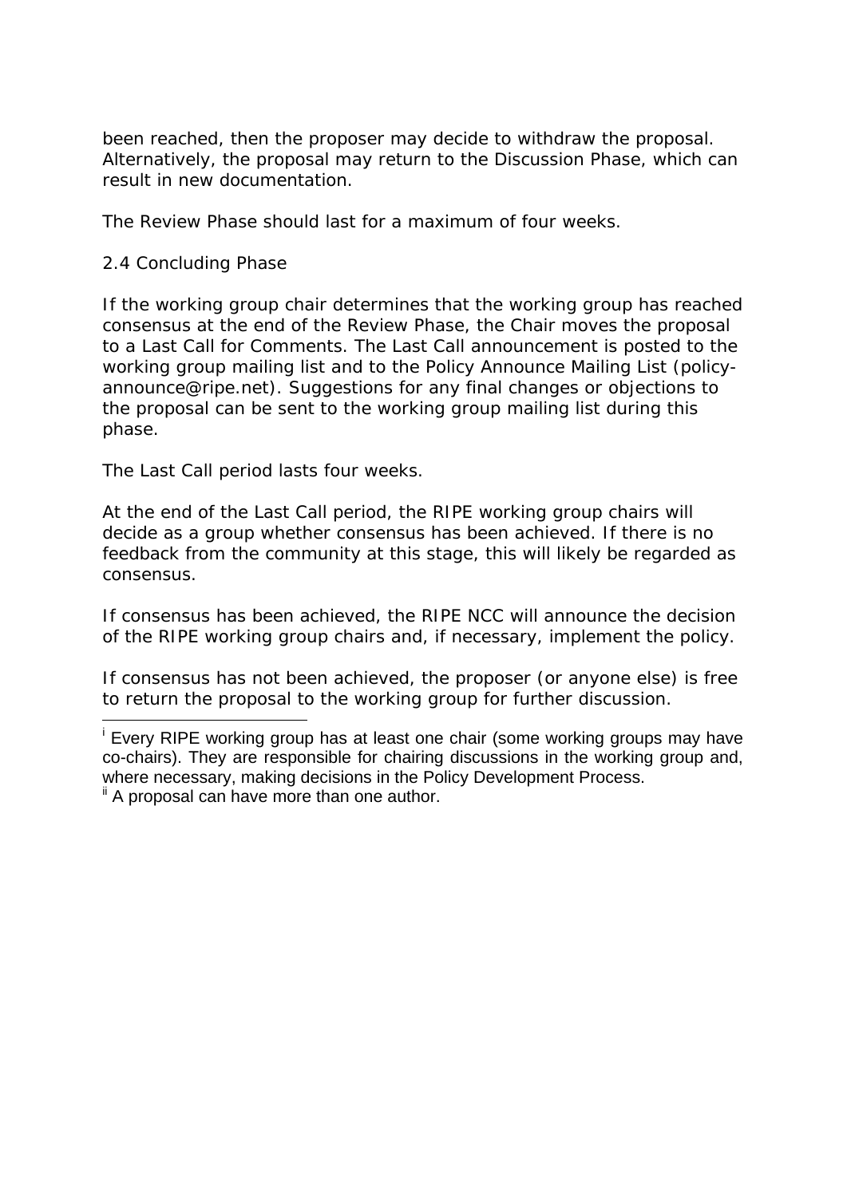been reached, then the proposer may decide to withdraw the proposal. Alternatively, the proposal may return to the Discussion Phase, which can result in new documentation.

The Review Phase should last for a maximum of four weeks.

## 2.4 Concluding Phase

If the working group chair determines that the working group has reached consensus at the end of the Review Phase, the Chair moves the proposal to a Last Call for Comments. The Last Call announcement is posted to the working group mailing list and to the Policy Announce Mailing List (policy-announce@ripe.net). Suggestions for any final changes or objections to the proposal can be sent to the working group mailing list during this phase.

The Last Call period lasts four weeks.

At the end of the Last Call period, the RIPE working group chairs will decide as a group whether consensus has been achieved. If there is no feedback from the community at this stage, this will likely be regarded as consensus.

If consensus has been achieved, the RIPE NCC will announce the decision of the RIPE working group chairs and, if necessary, implement the policy.

If consensus has not been achieved, the proposer (or anyone else) is free to return the proposal to the working group for further discussion.

---

[i] Every RIPE working group has at least one chair (some working groups may have co-chairs). They are responsible for chairing discussions in the working group and, where necessary, making decisions in the Policy Development Process.

[ii] A proposal can have more than one author.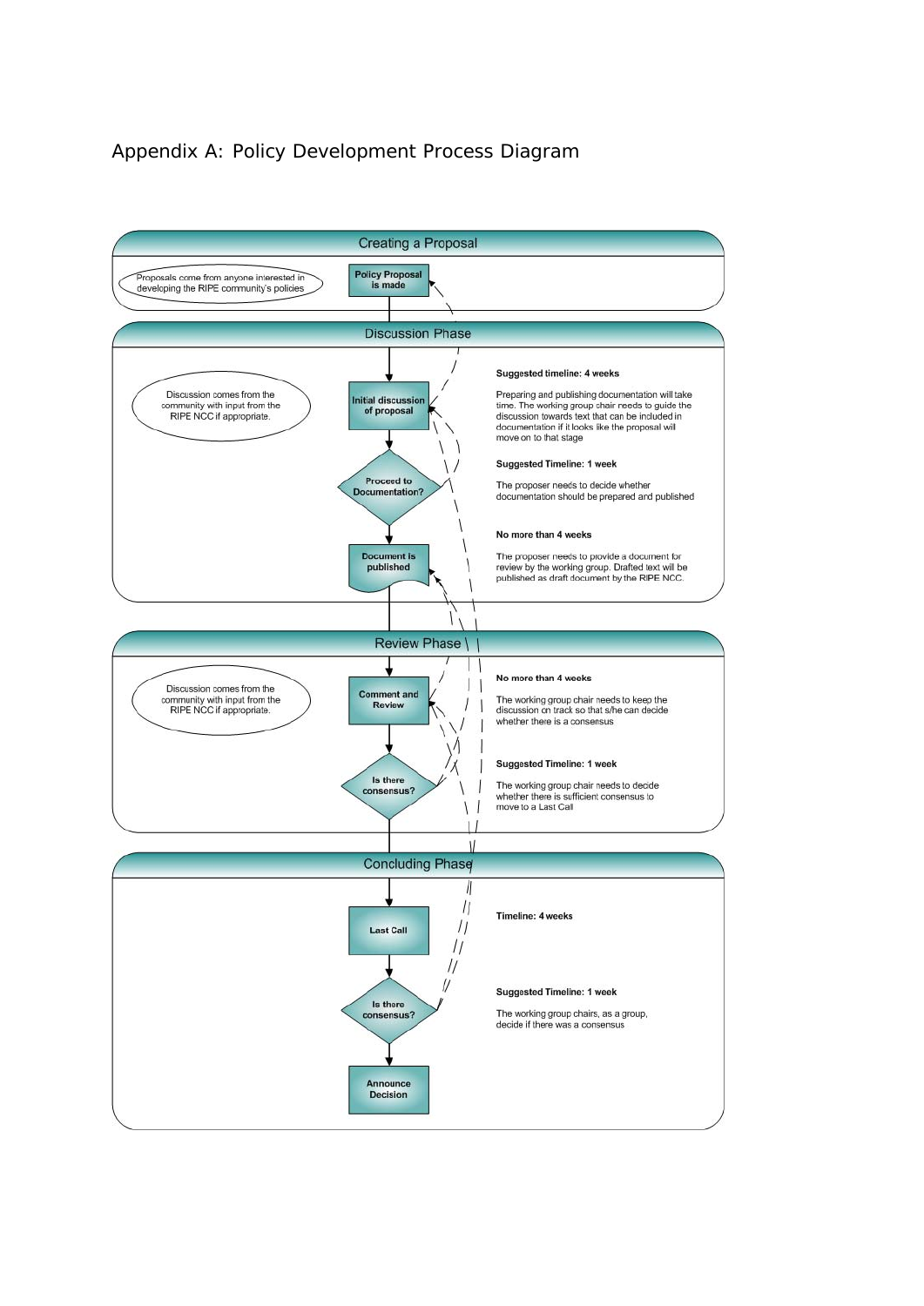# Appendix A: Policy Development Process Diagram

## Creating a Proposal

Proposals come from anyone interested in developing the RIPE community's policies

**Policy Proposal is made**

## Discussion Phase

Discussion comes from the community with input from the RIPE NCC if appropriate.

**Initial discussion of proposal**

**Suggested timeline: 4 weeks**

Preparing and publishing documentation will take time. The working group chair needs to guide the discussion towards text that can be included in documentation if it looks like the proposal will move on to that stage

**Proceed to Documentation?**

**Suggested Timeline: 1 week**

The proposer needs to decide whether documentation should be prepared and published

**Document is published**

**No more than 4 weeks**

The proposer needs to provide a document for review by the working group. Drafted text will be published as draft document by the RIPE NCC.

## Review Phase

Discussion comes from the community with input from the RIPE NCC if appropriate.

**Comment and Review**

**No more than 4 weeks**

The working group chair needs to keep the discussion on track so that s/he can decide whether there is a consensus

**Is there consensus?**

**Suggested Timeline: 1 week**

The working group chair needs to decide whether there is sufficient consensus to move to a Last Call

## Concluding Phase

**Last Call**

**Timeline: 4 weeks**

**Is there consensus?**

**Suggested Timeline: 1 week**

The working group chairs, as a group, decide if there was a consensus

**Announce Decision**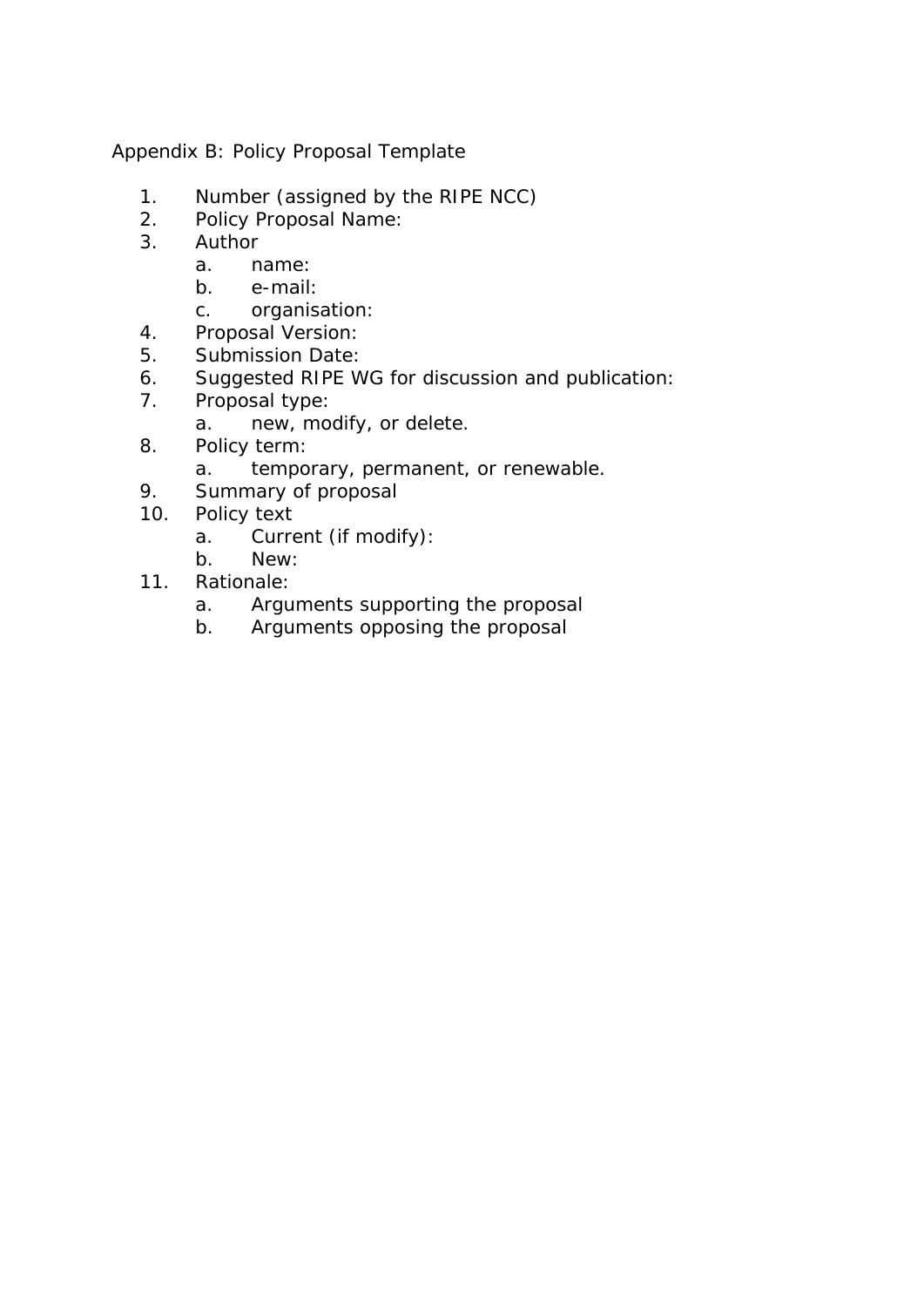Appendix B: Policy Proposal Template

1. Number (assigned by the RIPE NCC)
2. Policy Proposal Name:
3. Author
    a. name:
    b. e-mail:
    c. organisation:
4. Proposal Version:
5. Submission Date:
6. Suggested RIPE WG for discussion and publication:
7. Proposal type:
    a. new, modify, or delete.
8. Policy term:
    a. temporary, permanent, or renewable.
9. Summary of proposal
10. Policy text
    a. Current (if modify):
    b. New:
11. Rationale:
    a. Arguments supporting the proposal
    b. Arguments opposing the proposal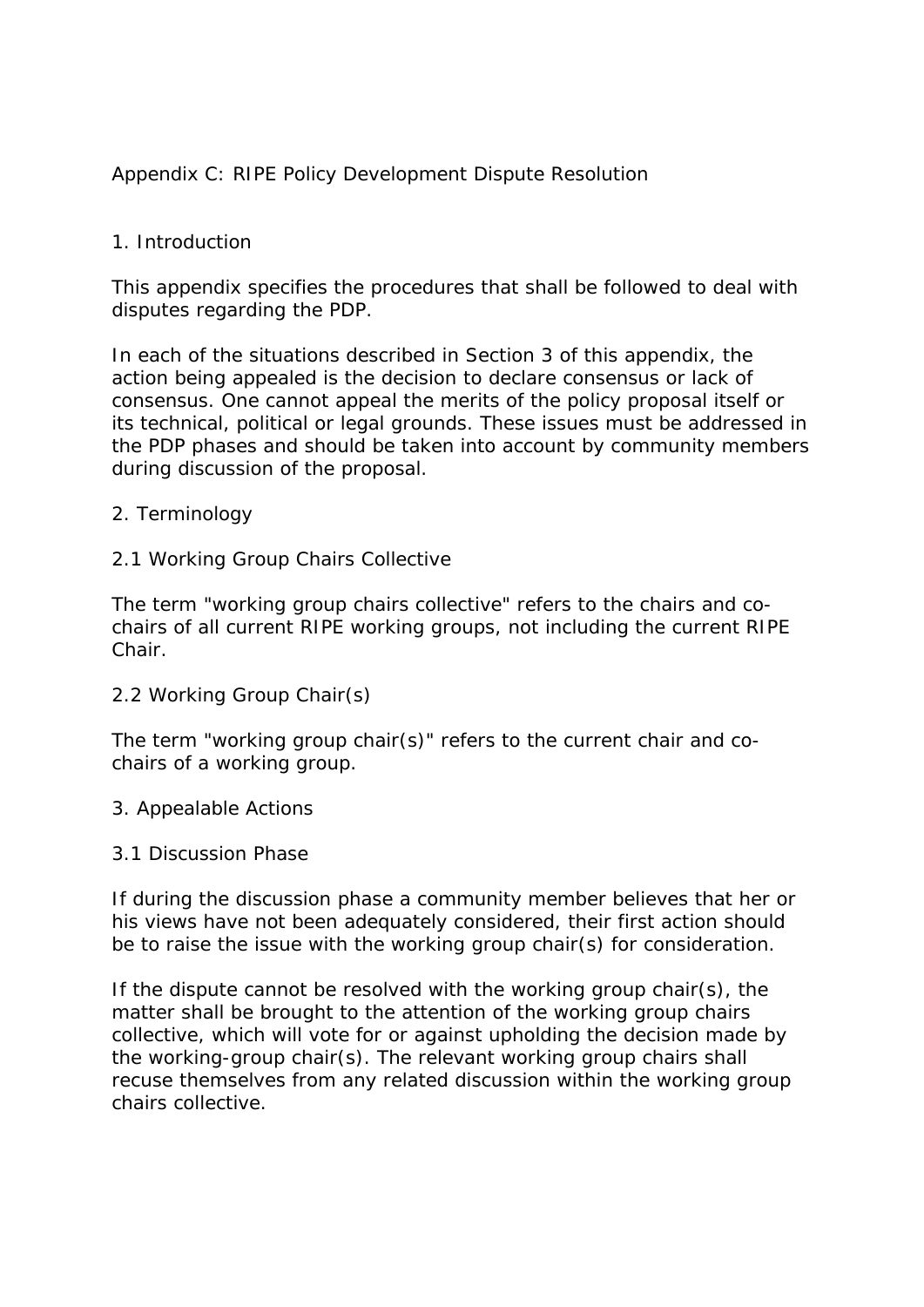# Appendix C: RIPE Policy Development Dispute Resolution

## 1. Introduction

This appendix specifies the procedures that shall be followed to deal with disputes regarding the PDP.

In each of the situations described in Section 3 of this appendix, the action being appealed is the decision to declare consensus or lack of consensus. One cannot appeal the merits of the policy proposal itself or its technical, political or legal grounds. These issues must be addressed in the PDP phases and should be taken into account by community members during discussion of the proposal.

## 2. Terminology

### 2.1 Working Group Chairs Collective

The term "working group chairs collective" refers to the chairs and co-chairs of all current RIPE working groups, not including the current RIPE Chair.

### 2.2 Working Group Chair(s)

The term "working group chair(s)" refers to the current chair and co-chairs of a working group.

## 3. Appealable Actions

### 3.1 Discussion Phase

If during the discussion phase a community member believes that her or his views have not been adequately considered, their first action should be to raise the issue with the working group chair(s) for consideration.

If the dispute cannot be resolved with the working group chair(s), the matter shall be brought to the attention of the working group chairs collective, which will vote for or against upholding the decision made by the working-group chair(s). The relevant working group chairs shall recuse themselves from any related discussion within the working group chairs collective.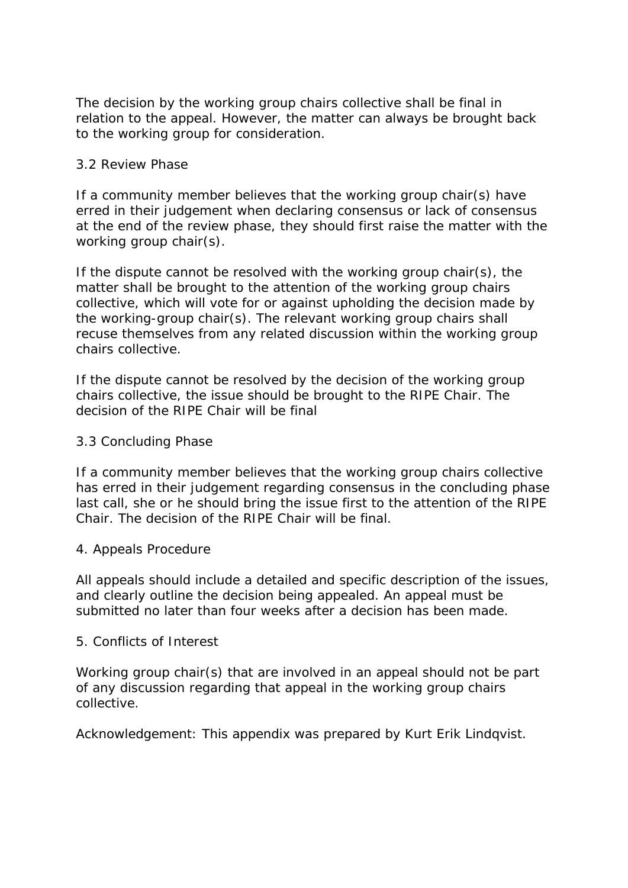The decision by the working group chairs collective shall be final in relation to the appeal. However, the matter can always be brought back to the working group for consideration.

### 3.2 Review Phase

If a community member believes that the working group chair(s) have erred in their judgement when declaring consensus or lack of consensus at the end of the review phase, they should first raise the matter with the working group chair(s).

If the dispute cannot be resolved with the working group chair(s), the matter shall be brought to the attention of the working group chairs collective, which will vote for or against upholding the decision made by the working-group chair(s). The relevant working group chairs shall recuse themselves from any related discussion within the working group chairs collective.

If the dispute cannot be resolved by the decision of the working group chairs collective, the issue should be brought to the RIPE Chair. The decision of the RIPE Chair will be final

### 3.3 Concluding Phase

If a community member believes that the working group chairs collective has erred in their judgement regarding consensus in the concluding phase last call, she or he should bring the issue first to the attention of the RIPE Chair. The decision of the RIPE Chair will be final.

## 4. Appeals Procedure

All appeals should include a detailed and specific description of the issues, and clearly outline the decision being appealed. An appeal must be submitted no later than four weeks after a decision has been made.

## 5. Conflicts of Interest

Working group chair(s) that are involved in an appeal should not be part of any discussion regarding that appeal in the working group chairs collective.

Acknowledgement: This appendix was prepared by Kurt Erik Lindqvist.